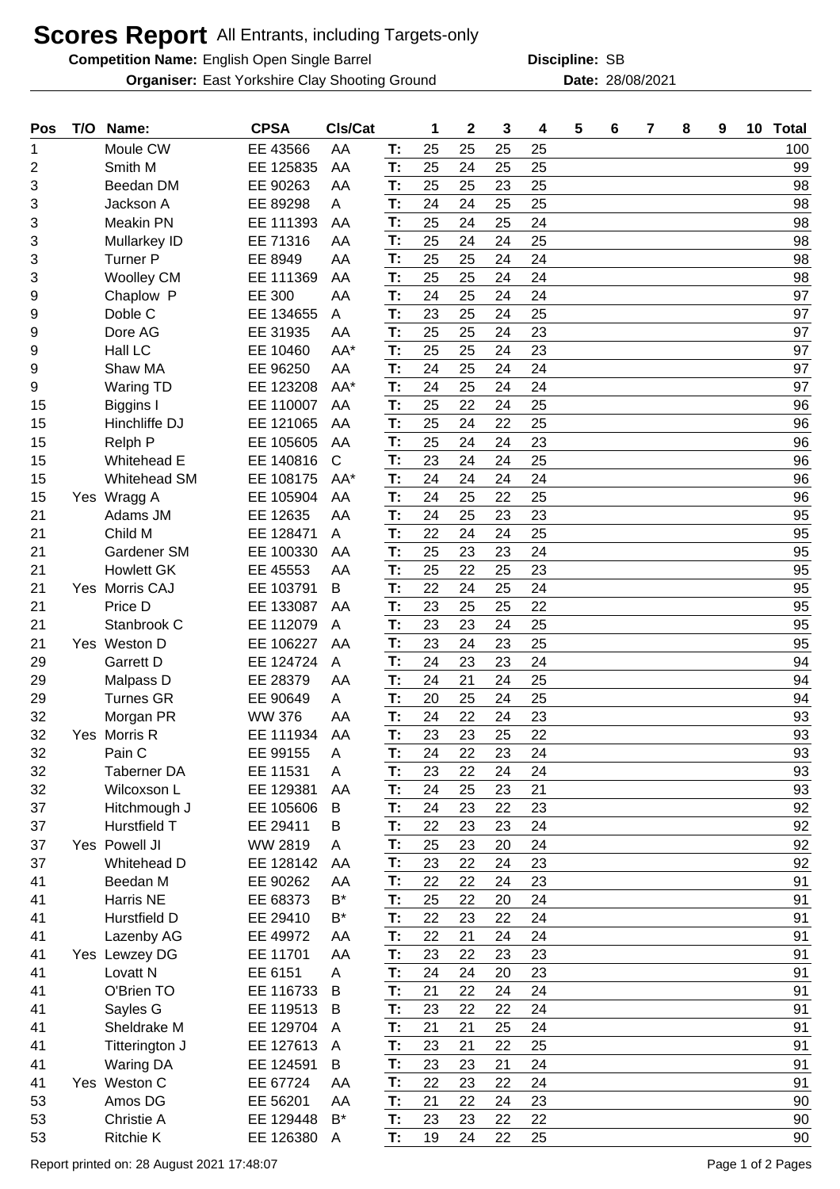# Scores Report All Entrants, including Targets-only

**Competition Name:** English Open Single Barrel **Discipline:** SB

**Organiser:** East Yorkshire Clay Shooting Ground **Date:** 28/08/2021

| Pos | T/O | Name: | CPSA | Cls/Cat | | 1 | 2 | 3 | 4 | 5 | 6 | 7 | 8 | 9 | 10 | Total |
|---|---|---|---|---|---|---|---|---|---|---|---|---|---|---|---|---|
| 1 | | Moule CW | EE 43566 | AA | T: | 25 | 25 | 25 | 25 | | | | | | | 100 |
| 2 | | Smith M | EE 125835 | AA | T: | 25 | 24 | 25 | 25 | | | | | | | 99 |
| 3 | | Beedan DM | EE 90263 | AA | T: | 25 | 25 | 23 | 25 | | | | | | | 98 |
| 3 | | Jackson A | EE 89298 | A | T: | 24 | 24 | 25 | 25 | | | | | | | 98 |
| 3 | | Meakin PN | EE 111393 | AA | T: | 25 | 24 | 25 | 24 | | | | | | | 98 |
| 3 | | Mullarkey ID | EE 71316 | AA | T: | 25 | 24 | 24 | 25 | | | | | | | 98 |
| 3 | | Turner P | EE 8949 | AA | T: | 25 | 25 | 24 | 24 | | | | | | | 98 |
| 3 | | Woolley CM | EE 111369 | AA | T: | 25 | 25 | 24 | 24 | | | | | | | 98 |
| 9 | | Chaplow P | EE 300 | AA | T: | 24 | 25 | 24 | 24 | | | | | | | 97 |
| 9 | | Doble C | EE 134655 | A | T: | 23 | 25 | 24 | 25 | | | | | | | 97 |
| 9 | | Dore AG | EE 31935 | AA | T: | 25 | 25 | 24 | 23 | | | | | | | 97 |
| 9 | | Hall LC | EE 10460 | AA* | T: | 25 | 25 | 24 | 23 | | | | | | | 97 |
| 9 | | Shaw MA | EE 96250 | AA | T: | 24 | 25 | 24 | 24 | | | | | | | 97 |
| 9 | | Waring TD | EE 123208 | AA* | T: | 24 | 25 | 24 | 24 | | | | | | | 97 |
| 15 | | Biggins I | EE 110007 | AA | T: | 25 | 22 | 24 | 25 | | | | | | | 96 |
| 15 | | Hinchliffe DJ | EE 121065 | AA | T: | 25 | 24 | 22 | 25 | | | | | | | 96 |
| 15 | | Relph P | EE 105605 | AA | T: | 25 | 24 | 24 | 23 | | | | | | | 96 |
| 15 | | Whitehead E | EE 140816 | C | T: | 23 | 24 | 24 | 25 | | | | | | | 96 |
| 15 | | Whitehead SM | EE 108175 | AA* | T: | 24 | 24 | 24 | 24 | | | | | | | 96 |
| 15 | Yes | Wragg A | EE 105904 | AA | T: | 24 | 25 | 22 | 25 | | | | | | | 96 |
| 21 | | Adams JM | EE 12635 | AA | T: | 24 | 25 | 23 | 23 | | | | | | | 95 |
| 21 | | Child M | EE 128471 | A | T: | 22 | 24 | 24 | 25 | | | | | | | 95 |
| 21 | | Gardener SM | EE 100330 | AA | T: | 25 | 23 | 23 | 24 | | | | | | | 95 |
| 21 | | Howlett GK | EE 45553 | AA | T: | 25 | 22 | 25 | 23 | | | | | | | 95 |
| 21 | Yes | Morris CAJ | EE 103791 | B | T: | 22 | 24 | 25 | 24 | | | | | | | 95 |
| 21 | | Price D | EE 133087 | AA | T: | 23 | 25 | 25 | 22 | | | | | | | 95 |
| 21 | | Stanbrook C | EE 112079 | A | T: | 23 | 23 | 24 | 25 | | | | | | | 95 |
| 21 | Yes | Weston D | EE 106227 | AA | T: | 23 | 24 | 23 | 25 | | | | | | | 95 |
| 29 | | Garrett D | EE 124724 | A | T: | 24 | 23 | 23 | 24 | | | | | | | 94 |
| 29 | | Malpass D | EE 28379 | AA | T: | 24 | 21 | 24 | 25 | | | | | | | 94 |
| 29 | | Turnes GR | EE 90649 | A | T: | 20 | 25 | 24 | 25 | | | | | | | 94 |
| 32 | | Morgan PR | WW 376 | AA | T: | 24 | 22 | 24 | 23 | | | | | | | 93 |
| 32 | Yes | Morris R | EE 111934 | AA | T: | 23 | 23 | 25 | 22 | | | | | | | 93 |
| 32 | | Pain C | EE 99155 | A | T: | 24 | 22 | 23 | 24 | | | | | | | 93 |
| 32 | | Taberner DA | EE 11531 | A | T: | 23 | 22 | 24 | 24 | | | | | | | 93 |
| 32 | | Wilcoxson L | EE 129381 | AA | T: | 24 | 25 | 23 | 21 | | | | | | | 93 |
| 37 | | Hitchmough J | EE 105606 | B | T: | 24 | 23 | 22 | 23 | | | | | | | 92 |
| 37 | | Hurstfield T | EE 29411 | B | T: | 22 | 23 | 23 | 24 | | | | | | | 92 |
| 37 | Yes | Powell JI | WW 2819 | A | T: | 25 | 23 | 20 | 24 | | | | | | | 92 |
| 37 | | Whitehead D | EE 128142 | AA | T: | 23 | 22 | 24 | 23 | | | | | | | 92 |
| 41 | | Beedan M | EE 90262 | AA | T: | 22 | 22 | 24 | 23 | | | | | | | 91 |
| 41 | | Harris NE | EE 68373 | B* | T: | 25 | 22 | 20 | 24 | | | | | | | 91 |
| 41 | | Hurstfield D | EE 29410 | B* | T: | 22 | 23 | 22 | 24 | | | | | | | 91 |
| 41 | | Lazenby AG | EE 49972 | AA | T: | 22 | 21 | 24 | 24 | | | | | | | 91 |
| 41 | Yes | Lewzey DG | EE 11701 | AA | T: | 23 | 22 | 23 | 23 | | | | | | | 91 |
| 41 | | Lovatt N | EE 6151 | A | T: | 24 | 24 | 20 | 23 | | | | | | | 91 |
| 41 | | O'Brien TO | EE 116733 | B | T: | 21 | 22 | 24 | 24 | | | | | | | 91 |
| 41 | | Sayles G | EE 119513 | B | T: | 23 | 22 | 22 | 24 | | | | | | | 91 |
| 41 | | Sheldrake M | EE 129704 | A | T: | 21 | 21 | 25 | 24 | | | | | | | 91 |
| 41 | | Titterington J | EE 127613 | A | T: | 23 | 21 | 22 | 25 | | | | | | | 91 |
| 41 | | Waring DA | EE 124591 | B | T: | 23 | 23 | 21 | 24 | | | | | | | 91 |
| 41 | Yes | Weston C | EE 67724 | AA | T: | 22 | 23 | 22 | 24 | | | | | | | 91 |
| 53 | | Amos DG | EE 56201 | AA | T: | 21 | 22 | 24 | 23 | | | | | | | 90 |
| 53 | | Christie A | EE 129448 | B* | T: | 23 | 23 | 22 | 22 | | | | | | | 90 |
| 53 | | Ritchie K | EE 126380 | A | T: | 19 | 24 | 22 | 25 | | | | | | | 90 |

Report printed on: 28 August 2021 17:48:07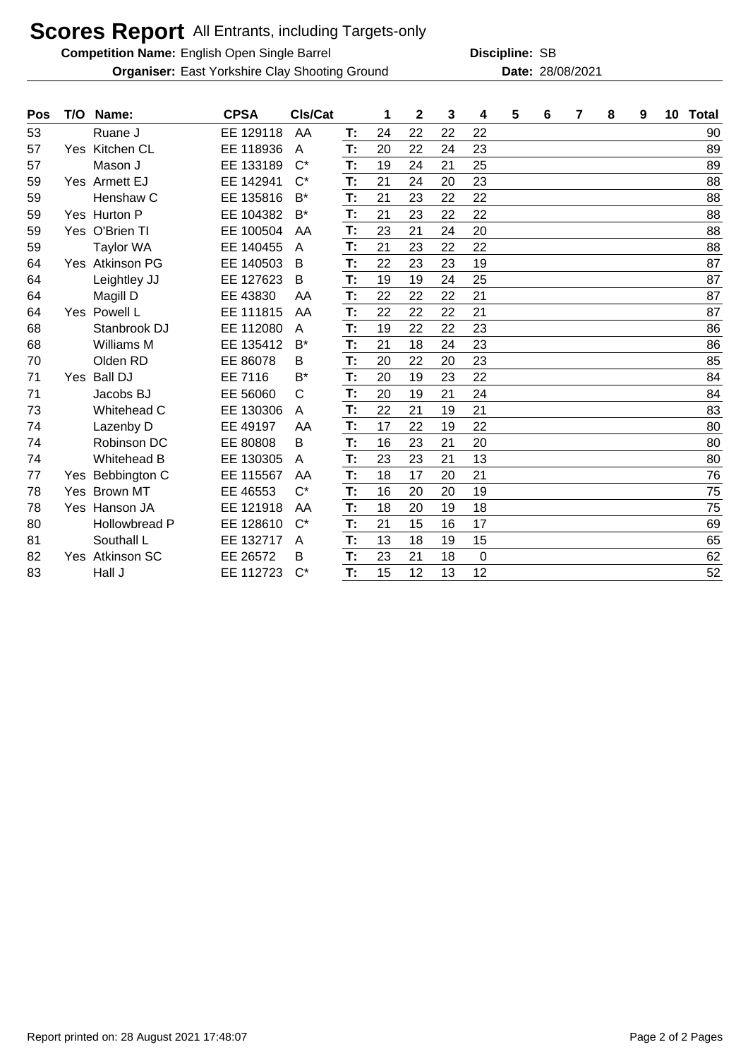# Scores Report All Entrants, including Targets-only

**Competition Name:** English Open Single Barrel **Discipline:** SB

**Organiser:** East Yorkshire Clay Shooting Ground **Date:** 28/08/2021

| Pos | T/O | Name: | CPSA | Cls/Cat | | 1 | 2 | 3 | 4 | 5 | 6 | 7 | 8 | 9 | 10 | Total |
|---|---|---|---|---|---|---|---|---|---|---|---|---|---|---|---|---|
| 53 | | Ruane J | EE 129118 | AA | T: | 24 | 22 | 22 | 22 | | | | | | | 90 |
| 57 | Yes | Kitchen CL | EE 118936 | A | T: | 20 | 22 | 24 | 23 | | | | | | | 89 |
| 57 | | Mason J | EE 133189 | C* | T: | 19 | 24 | 21 | 25 | | | | | | | 89 |
| 59 | Yes | Armett EJ | EE 142941 | C* | T: | 21 | 24 | 20 | 23 | | | | | | | 88 |
| 59 | | Henshaw C | EE 135816 | B* | T: | 21 | 23 | 22 | 22 | | | | | | | 88 |
| 59 | Yes | Hurton P | EE 104382 | B* | T: | 21 | 23 | 22 | 22 | | | | | | | 88 |
| 59 | Yes | O'Brien TI | EE 100504 | AA | T: | 23 | 21 | 24 | 20 | | | | | | | 88 |
| 59 | | Taylor WA | EE 140455 | A | T: | 21 | 23 | 22 | 22 | | | | | | | 88 |
| 64 | Yes | Atkinson PG | EE 140503 | B | T: | 22 | 23 | 23 | 19 | | | | | | | 87 |
| 64 | | Leightley JJ | EE 127623 | B | T: | 19 | 19 | 24 | 25 | | | | | | | 87 |
| 64 | | Magill D | EE 43830 | AA | T: | 22 | 22 | 22 | 21 | | | | | | | 87 |
| 64 | Yes | Powell L | EE 111815 | AA | T: | 22 | 22 | 22 | 21 | | | | | | | 87 |
| 68 | | Stanbrook DJ | EE 112080 | A | T: | 19 | 22 | 22 | 23 | | | | | | | 86 |
| 68 | | Williams M | EE 135412 | B* | T: | 21 | 18 | 24 | 23 | | | | | | | 86 |
| 70 | | Olden RD | EE 86078 | B | T: | 20 | 22 | 20 | 23 | | | | | | | 85 |
| 71 | Yes | Ball DJ | EE 7116 | B* | T: | 20 | 19 | 23 | 22 | | | | | | | 84 |
| 71 | | Jacobs BJ | EE 56060 | C | T: | 20 | 19 | 21 | 24 | | | | | | | 84 |
| 73 | | Whitehead C | EE 130306 | A | T: | 22 | 21 | 19 | 21 | | | | | | | 83 |
| 74 | | Lazenby D | EE 49197 | AA | T: | 17 | 22 | 19 | 22 | | | | | | | 80 |
| 74 | | Robinson DC | EE 80808 | B | T: | 16 | 23 | 21 | 20 | | | | | | | 80 |
| 74 | | Whitehead B | EE 130305 | A | T: | 23 | 23 | 21 | 13 | | | | | | | 80 |
| 77 | Yes | Bebbington C | EE 115567 | AA | T: | 18 | 17 | 20 | 21 | | | | | | | 76 |
| 78 | Yes | Brown MT | EE 46553 | C* | T: | 16 | 20 | 20 | 19 | | | | | | | 75 |
| 78 | Yes | Hanson JA | EE 121918 | AA | T: | 18 | 20 | 19 | 18 | | | | | | | 75 |
| 80 | | Hollowbread P | EE 128610 | C* | T: | 21 | 15 | 16 | 17 | | | | | | | 69 |
| 81 | | Southall L | EE 132717 | A | T: | 13 | 18 | 19 | 15 | | | | | | | 65 |
| 82 | Yes | Atkinson SC | EE 26572 | B | T: | 23 | 21 | 18 | 0 | | | | | | | 62 |
| 83 | | Hall J | EE 112723 | C* | T: | 15 | 12 | 13 | 12 | | | | | | | 52 |

Report printed on: 28 August 2021 17:48:07